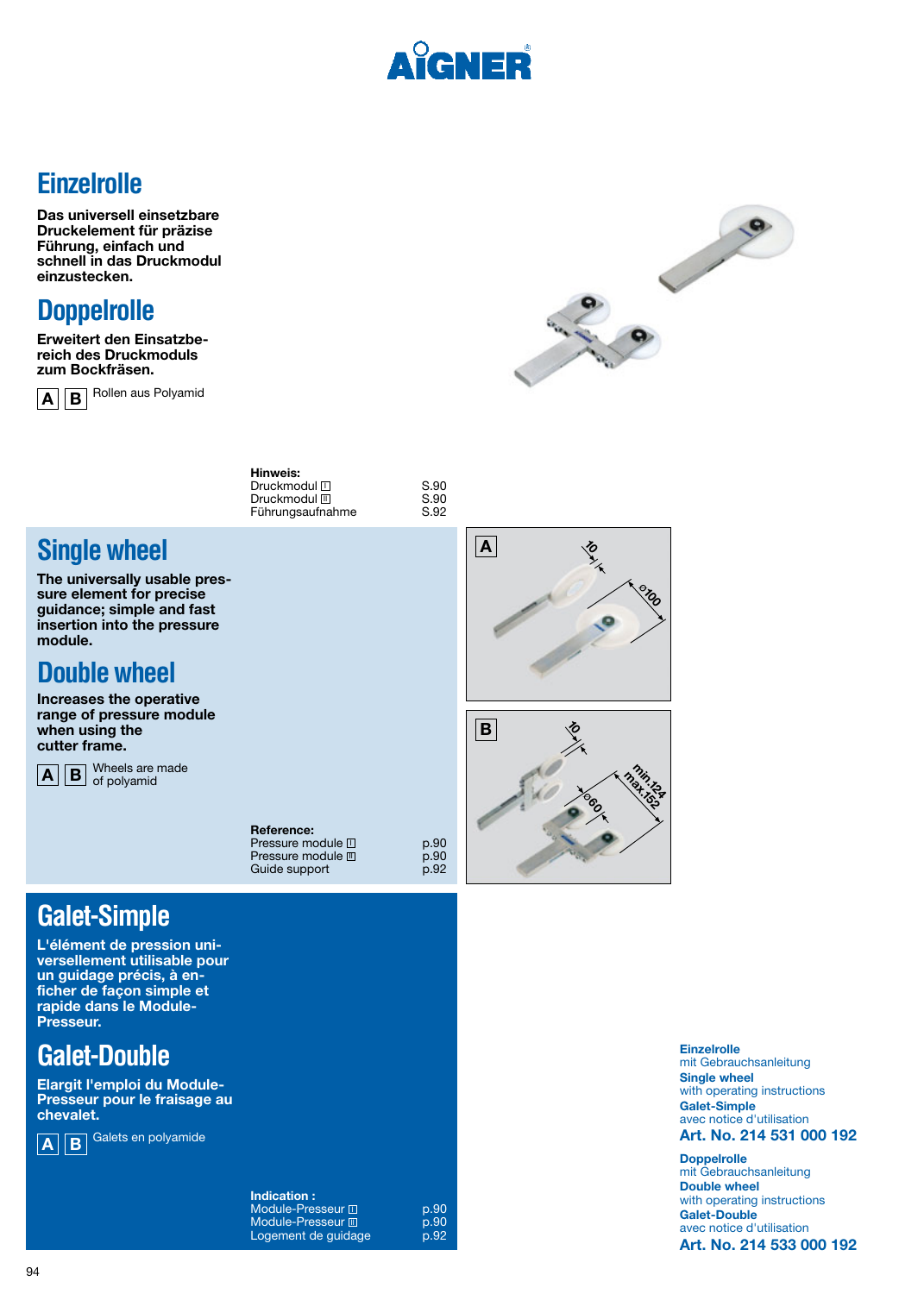# Einzelrolle

**Das universell einsetzbare Druckelement für präzise Führung, einfach und schnell in das Druckmodul einzustecken.**

# Doppelrolle

**Erweitert den Einsatzbereich des Druckmoduls zum Bockfräsen.**

**A** **B** Rollen aus Polyamid

**Hinweis:**

| | |
|---|---|
| Druckmodul I | S.90 |
| Druckmodul III | S.90 |
| Führungsaufnahme | S.92 |

# Single wheel

**The universally usable pressure element for precise guidance; simple and fast insertion into the pressure module.**

# Double wheel

**Increases the operative range of pressure module when using the cutter frame.**

**A** **B** Wheels are made of polyamid

**Reference:**

| | |
|---|---|
| Pressure module I | p.90 |
| Pressure module III | p.90 |
| Guide support | p.92 |

A: 10, ⌀100

B: 10, ⌀60, min.124 max.152

# Galet-Simple

**L'élément de pression universellement utilisable pour un guidage précis, à enficher de façon simple et rapide dans le Module-Presseur.**

# Galet-Double

**Elargit l'emploi du Module-Presseur pour le fraisage au chevalet.**

**A** **B** Galets en polyamide

**Indication :**

| | |
|---|---|
| Module-Presseur I | p.90 |
| Module-Presseur III | p.90 |
| Logement de guidage | p.92 |

**Einzelrolle**
mit Gebrauchsanleitung
**Single wheel**
with operating instructions
**Galet-Simple**
avec notice d'utilisation
**Art. No. 214 531 000 192**

**Doppelrolle**
mit Gebrauchsanleitung
**Double wheel**
with operating instructions
**Galet-Double**
avec notice d'utilisation
**Art. No. 214 533 000 192**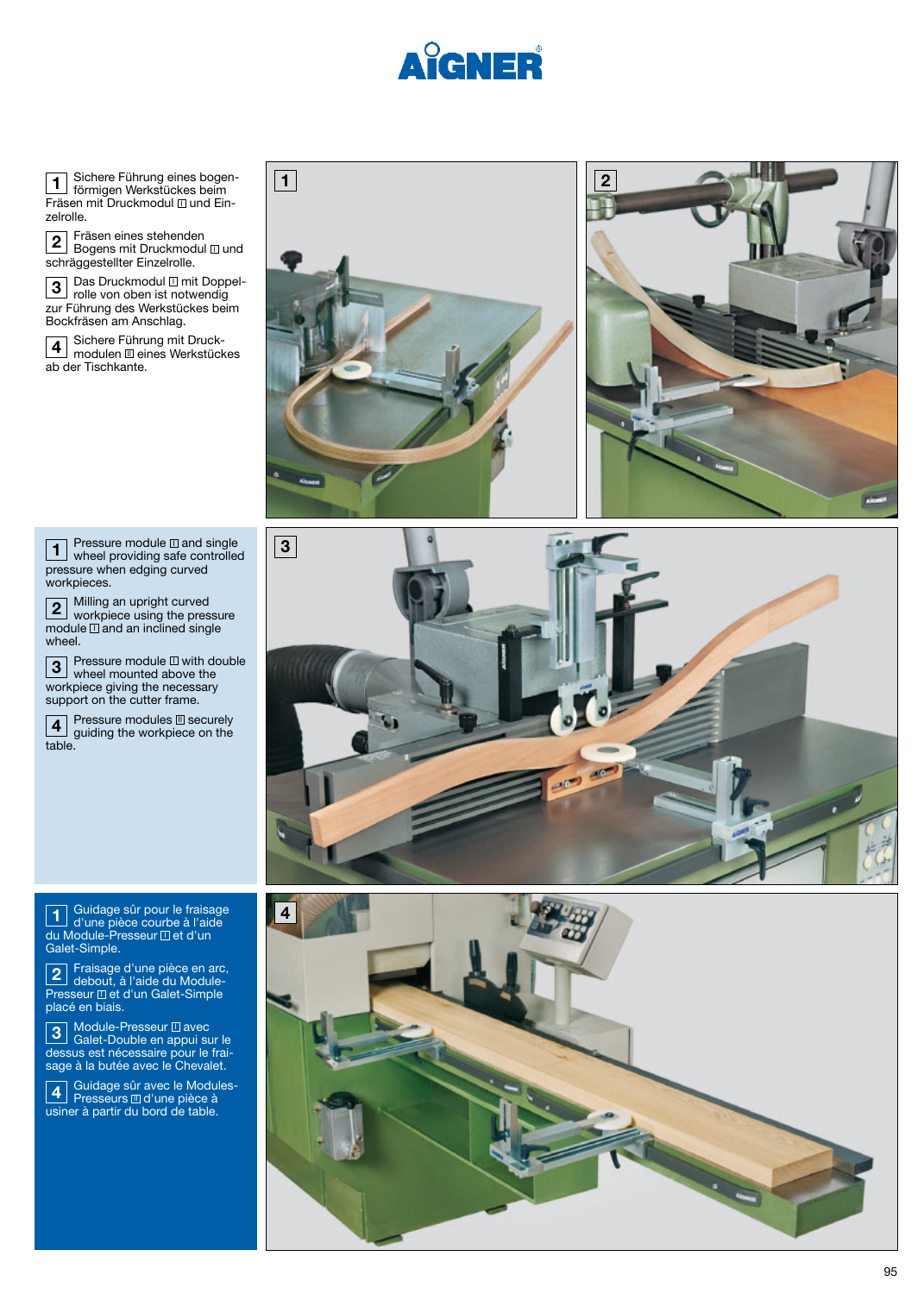# AIGNER

**1** Sichere Führung eines bogenförmigen Werkstückes beim Fräsen mit Druckmodul II und Einzelrolle.

**2** Fräsen eines stehenden Bogens mit Druckmodul II und schräggestellter Einzelrolle.

**3** Das Druckmodul II mit Doppelrolle von oben ist notwendig zur Führung des Werkstückes beim Bockfräsen am Anschlag.

**4** Sichere Führung mit Druckmodulen III eines Werkstückes ab der Tischkante.

**1** Pressure module II and single wheel providing safe controlled pressure when edging curved workpieces.

**2** Milling an upright curved workpiece using the pressure module II and an inclined single wheel.

**3** Pressure module II with double wheel mounted above the workpiece giving the necessary support on the cutter frame.

**4** Pressure modules III securely guiding the workpiece on the table.

**1** Guidage sûr pour le fraisage d'une pièce courbe à l'aide du Module-Presseur II et d'un Galet-Simple.

**2** Fraisage d'une pièce en arc, debout, à l'aide du Module-Presseur II et d'un Galet-Simple placé en biais.

**3** Module-Presseur II avec Galet-Double en appui sur le dessus est nécessaire pour le fraisage à la butée avec le Chevalet.

**4** Guidage sûr avec le Modules-Presseurs III d'une pièce à usiner à partir du bord de table.